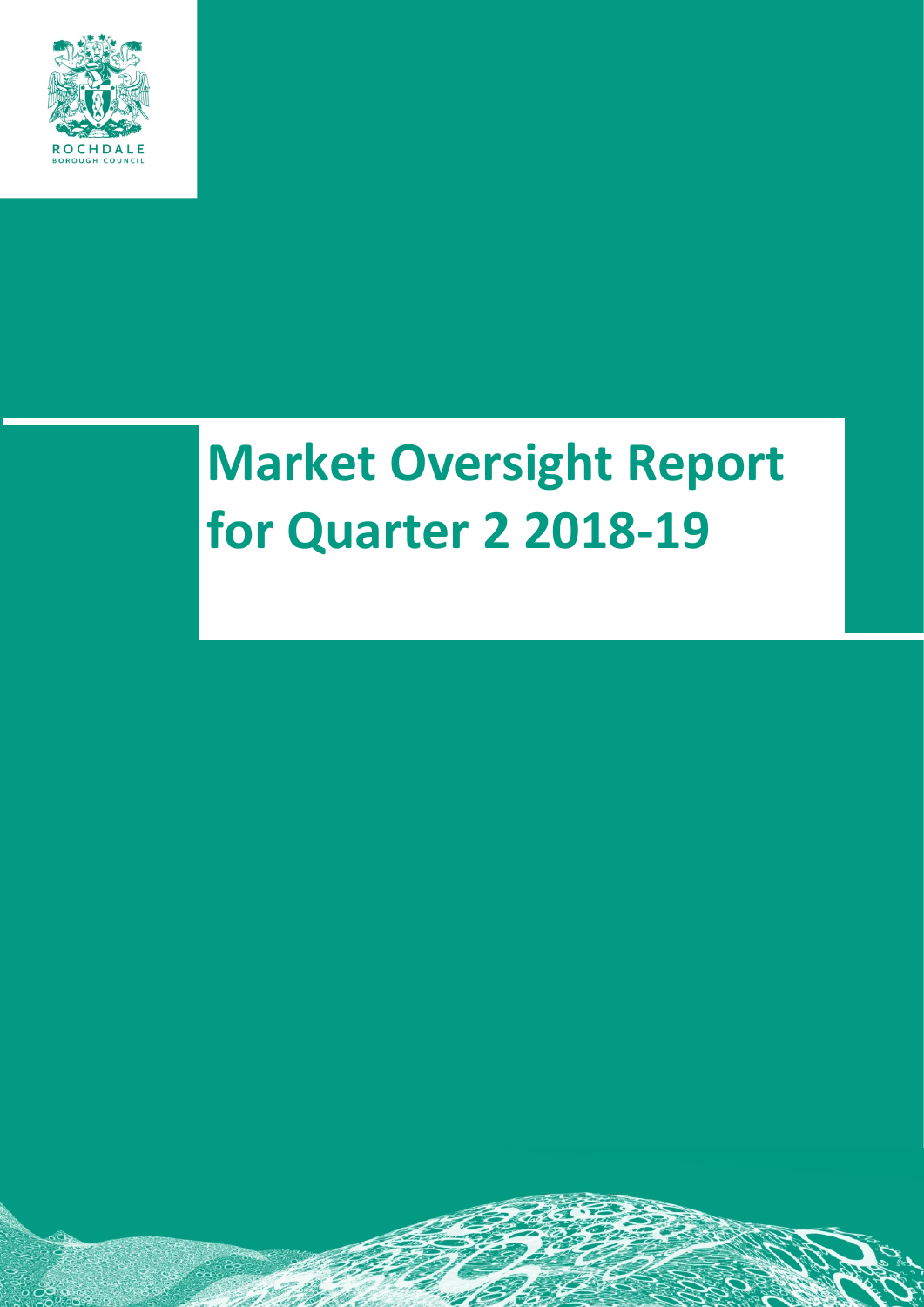ROCHDALE
BOROUGH COUNCIL

# Market Oversight Report for Quarter 2 2018-19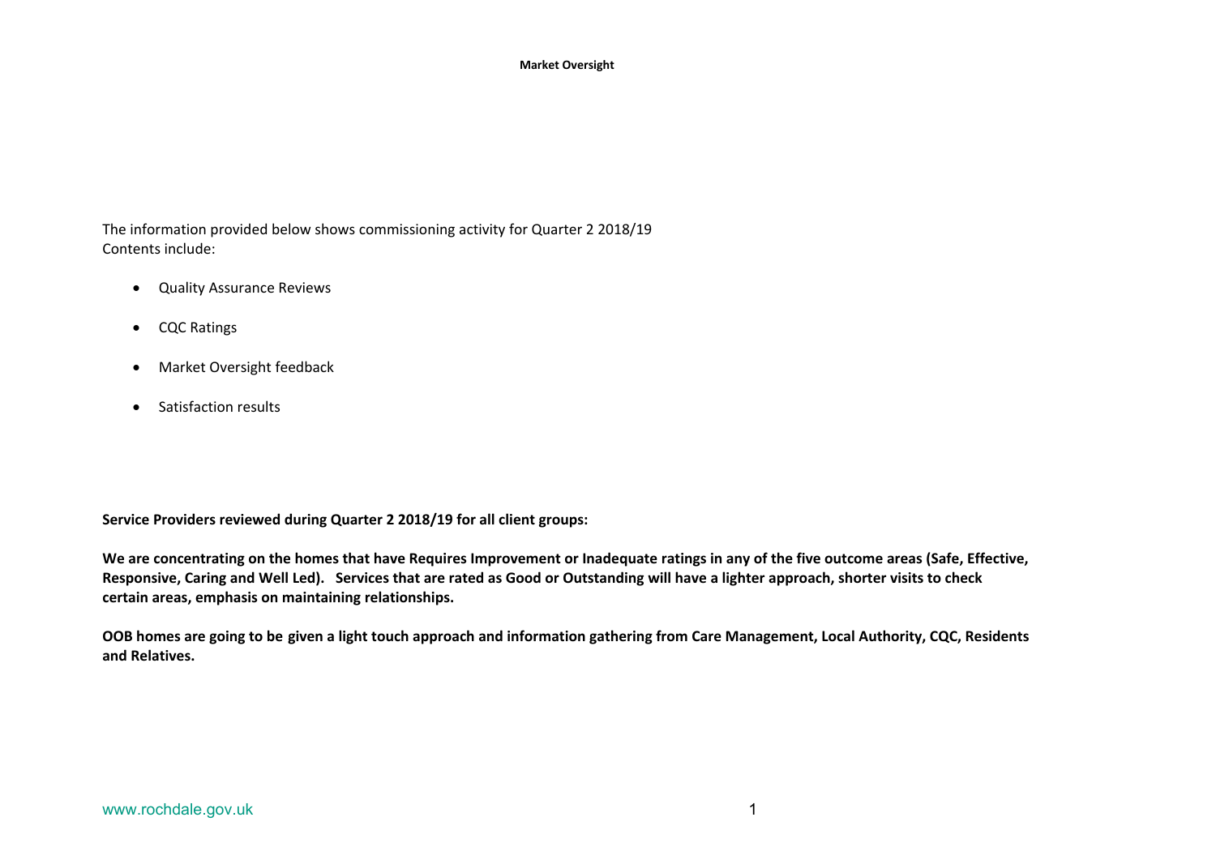# Market Oversight

The information provided below shows commissioning activity for Quarter 2 2018/19
Contents include:

- Quality Assurance Reviews
- CQC Ratings
- Market Oversight feedback
- Satisfaction results

**Service Providers reviewed during Quarter 2 2018/19 for all client groups:**

**We are concentrating on the homes that have Requires Improvement or Inadequate ratings in any of the five outcome areas (Safe, Effective, Responsive, Caring and Well Led). Services that are rated as Good or Outstanding will have a lighter approach, shorter visits to check certain areas, emphasis on maintaining relationships.**

**OOB homes are going to be given a light touch approach and information gathering from Care Management, Local Authority, CQC, Residents and Relatives.**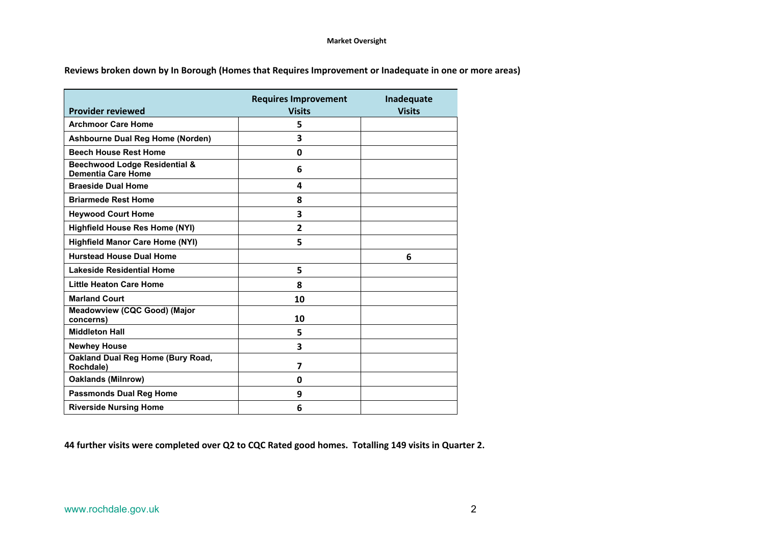**Reviews broken down by In Borough (Homes that Requires Improvement or Inadequate in one or more areas)**

| Provider reviewed | Requires Improvement Visits | Inadequate Visits |
|---|---|---|
| Archmoor Care Home | 5 | |
| Ashbourne Dual Reg Home (Norden) | 3 | |
| Beech House Rest Home | 0 | |
| Beechwood Lodge Residential & Dementia Care Home | 6 | |
| Braeside Dual Home | 4 | |
| Briarmede Rest Home | 8 | |
| Heywood Court Home | 3 | |
| Highfield House Res Home (NYI) | 2 | |
| Highfield Manor Care Home (NYI) | 5 | |
| Hurstead House Dual Home | | 6 |
| Lakeside Residential Home | 5 | |
| Little Heaton Care Home | 8 | |
| Marland Court | 10 | |
| Meadowview (CQC Good) (Major concerns) | 10 | |
| Middleton Hall | 5 | |
| Newhey House | 3 | |
| Oakland Dual Reg Home (Bury Road, Rochdale) | 7 | |
| Oaklands (Milnrow) | 0 | |
| Passmonds Dual Reg Home | 9 | |
| Riverside Nursing Home | 6 | |

**44 further visits were completed over Q2 to CQC Rated good homes. Totalling 149 visits in Quarter 2.**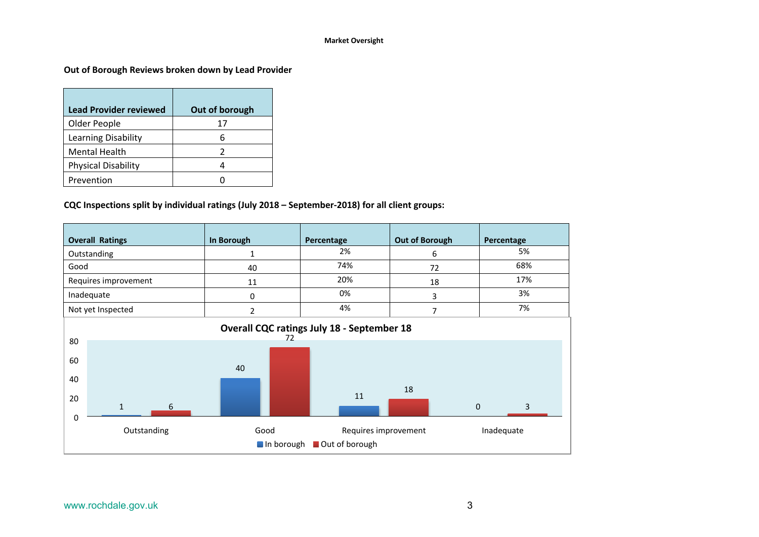## Out of Borough Reviews broken down by Lead Provider

| Lead Provider reviewed | Out of borough |
|---|---|
| Older People | 17 |
| Learning Disability | 6 |
| Mental Health | 2 |
| Physical Disability | 4 |
| Prevention | 0 |

## CQC Inspections split by individual ratings (July 2018 – September-2018) for all client groups:

| Overall Ratings | In Borough | Percentage | Out of Borough | Percentage |
|---|---|---|---|---|
| Outstanding | 1 | 2% | 6 | 5% |
| Good | 40 | 74% | 72 | 68% |
| Requires improvement | 11 | 20% | 18 | 17% |
| Inadequate | 0 | 0% | 3 | 3% |
| Not yet Inspected | 2 | 4% | 7 | 7% |

**Overall CQC ratings July 18 - September 18**

| | In borough | Out of borough |
|---|---|---|
| Outstanding | 1 | 6 |
| Good | 40 | 72 |
| Requires improvement | 11 | 18 |
| Inadequate | 0 | 3 |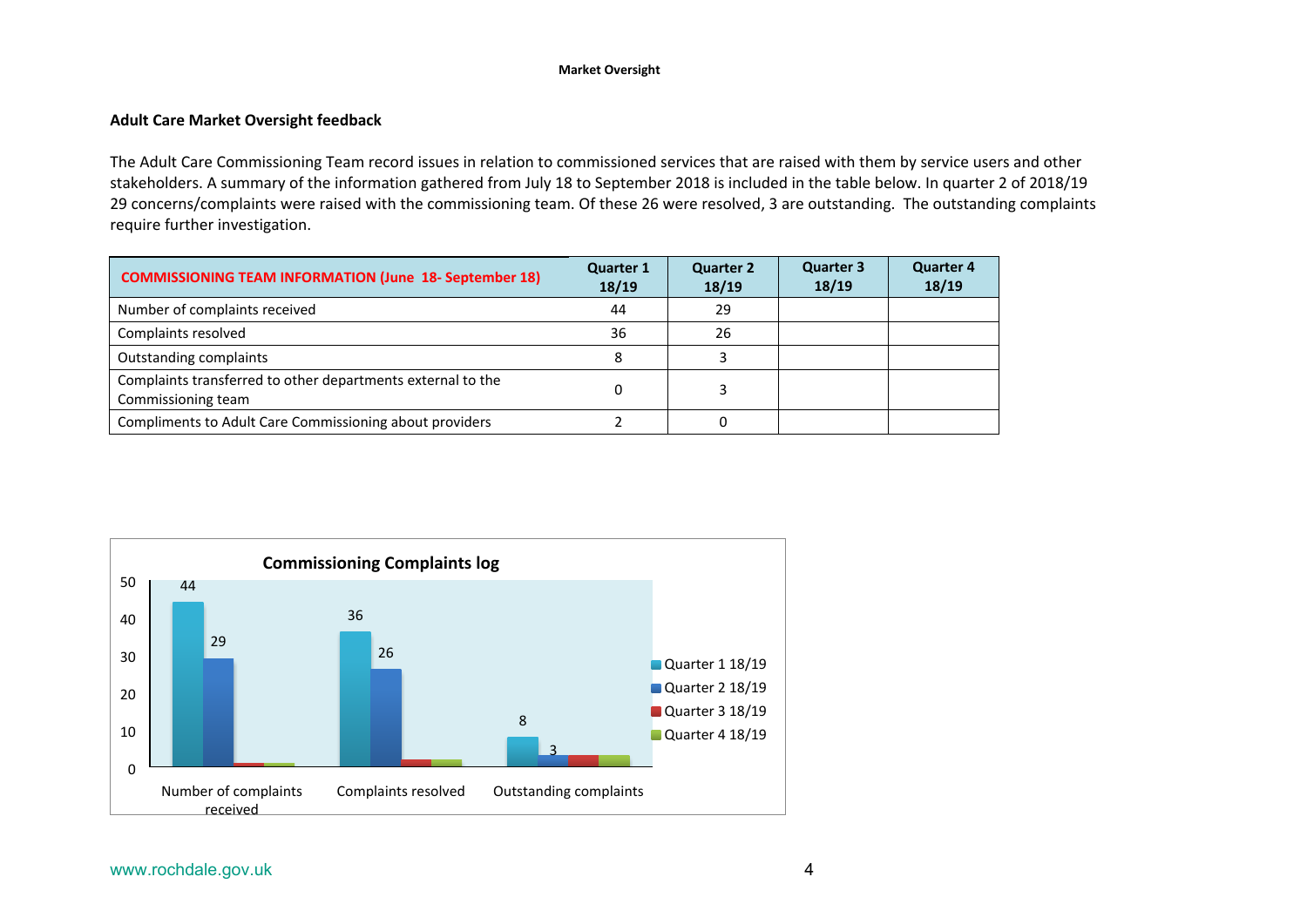**Market Oversight**

## Adult Care Market Oversight feedback

The Adult Care Commissioning Team record issues in relation to commissioned services that are raised with them by service users and other stakeholders. A summary of the information gathered from July 18 to September 2018 is included in the table below. In quarter 2 of 2018/19 29 concerns/complaints were raised with the commissioning team. Of these 26 were resolved, 3 are outstanding. The outstanding complaints require further investigation.

| COMMISSIONING TEAM INFORMATION (June 18- September 18) | Quarter 1 18/19 | Quarter 2 18/19 | Quarter 3 18/19 | Quarter 4 18/19 |
|---|---|---|---|---|
| Number of complaints received | 44 | 29 | | |
| Complaints resolved | 36 | 26 | | |
| Outstanding complaints | 8 | 3 | | |
| Complaints transferred to other departments external to the Commissioning team | 0 | 3 | | |
| Compliments to Adult Care Commissioning about providers | 2 | 0 | | |

**Commissioning Complaints log**

| | Quarter 1 18/19 | Quarter 2 18/19 | Quarter 3 18/19 | Quarter 4 18/19 |
|---|---|---|---|---|
| Number of complaints received | 44 | 29 | | |
| Complaints resolved | 36 | 26 | | |
| Outstanding complaints | 8 | 3 | | |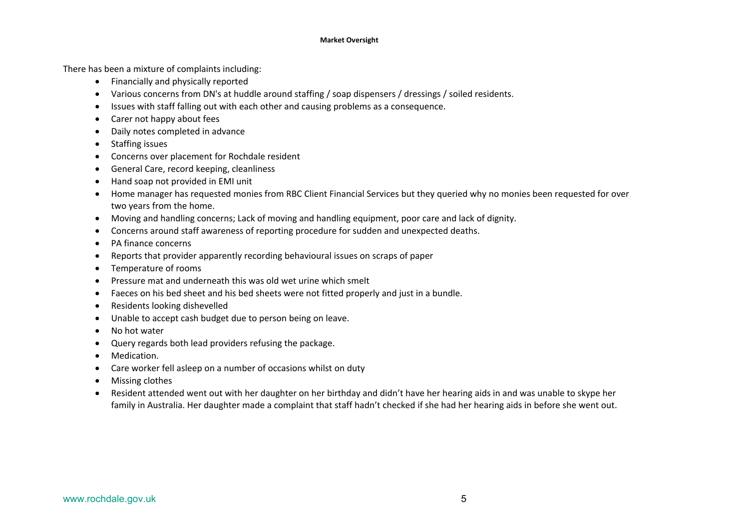There has been a mixture of complaints including:

- Financially and physically reported
- Various concerns from DN's at huddle around staffing / soap dispensers / dressings / soiled residents.
- Issues with staff falling out with each other and causing problems as a consequence.
- Carer not happy about fees
- Daily notes completed in advance
- Staffing issues
- Concerns over placement for Rochdale resident
- General Care, record keeping, cleanliness
- Hand soap not provided in EMI unit
- Home manager has requested monies from RBC Client Financial Services but they queried why no monies been requested for over two years from the home.
- Moving and handling concerns; Lack of moving and handling equipment, poor care and lack of dignity.
- Concerns around staff awareness of reporting procedure for sudden and unexpected deaths.
- PA finance concerns
- Reports that provider apparently recording behavioural issues on scraps of paper
- Temperature of rooms
- Pressure mat and underneath this was old wet urine which smelt
- Faeces on his bed sheet and his bed sheets were not fitted properly and just in a bundle.
- Residents looking dishevelled
- Unable to accept cash budget due to person being on leave.
- No hot water
- Query regards both lead providers refusing the package.
- Medication.
- Care worker fell asleep on a number of occasions whilst on duty
- Missing clothes
- Resident attended went out with her daughter on her birthday and didn't have her hearing aids in and was unable to skype her family in Australia. Her daughter made a complaint that staff hadn't checked if she had her hearing aids in before she went out.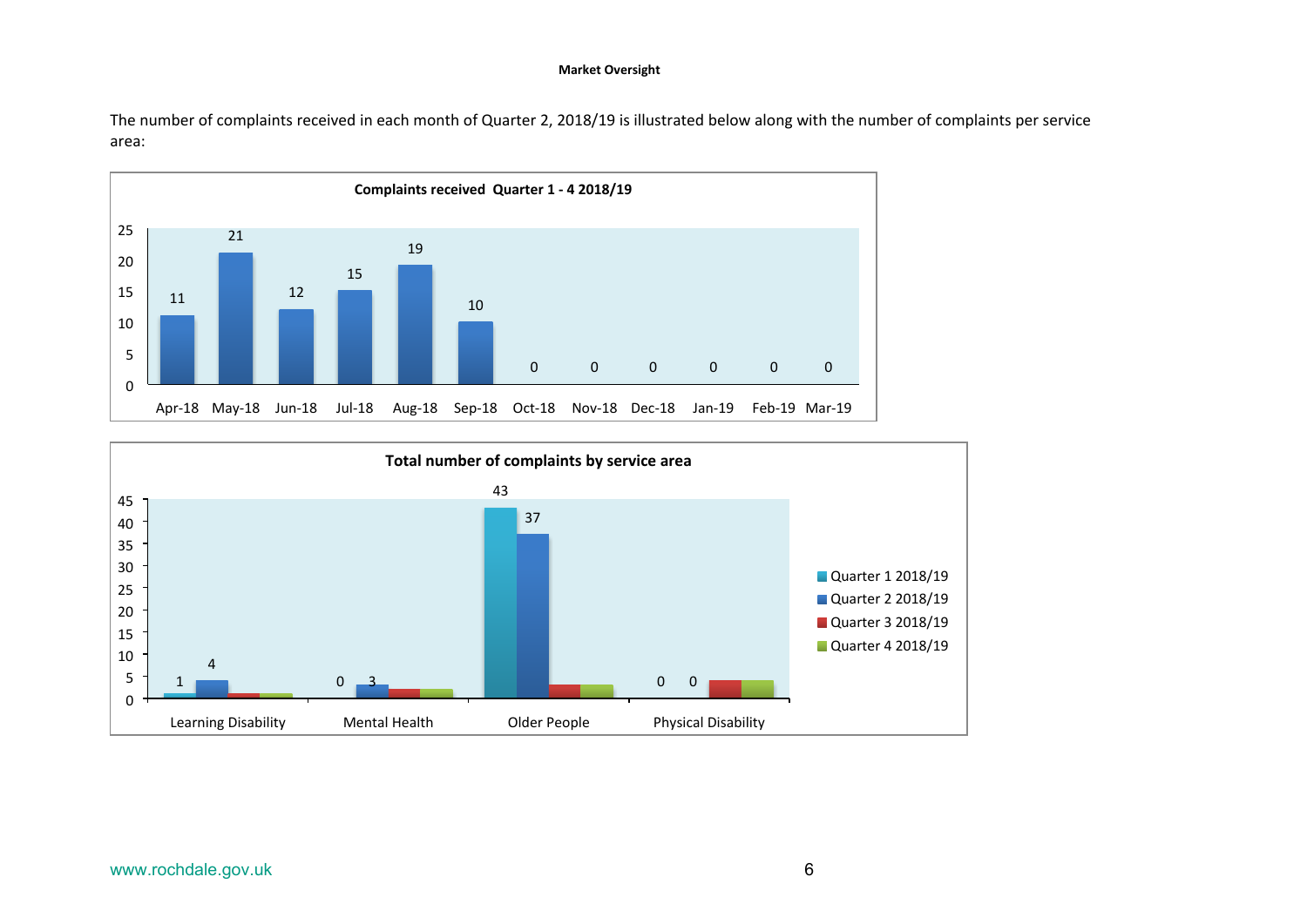The number of complaints received in each month of Quarter 2, 2018/19 is illustrated below along with the number of complaints per service area:

**Complaints received Quarter 1 - 4 2018/19**

| Month | Complaints |
|---|---|
| Apr-18 | 11 |
| May-18 | 21 |
| Jun-18 | 12 |
| Jul-18 | 15 |
| Aug-18 | 19 |
| Sep-18 | 10 |
| Oct-18 | 0 |
| Nov-18 | 0 |
| Dec-18 | 0 |
| Jan-19 | 0 |
| Feb-19 | 0 |
| Mar-19 | 0 |

**Total number of complaints by service area**

| Service area | Quarter 1 2018/19 | Quarter 2 2018/19 |
|---|---|---|
| Learning Disability | 1 | 4 |
| Mental Health | 0 | 3 |
| Older People | 43 | 37 |
| Physical Disability | 0 | 0 |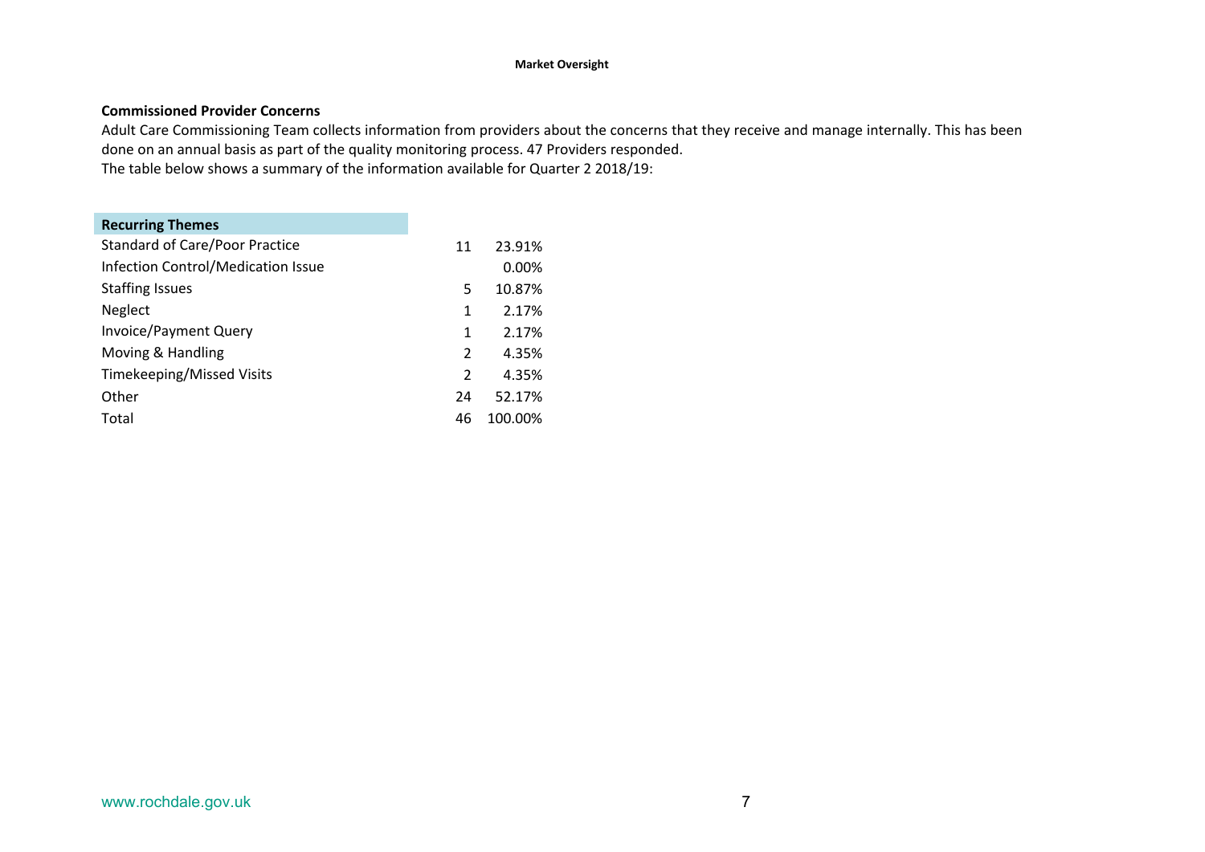## Commissioned Provider Concerns

Adult Care Commissioning Team collects information from providers about the concerns that they receive and manage internally. This has been done on an annual basis as part of the quality monitoring process. 47 Providers responded.

The table below shows a summary of the information available for Quarter 2 2018/19:

| Recurring Themes | | |
|---|---|---|
| Standard of Care/Poor Practice | 11 | 23.91% |
| Infection Control/Medication Issue | | 0.00% |
| Staffing Issues | 5 | 10.87% |
| Neglect | 1 | 2.17% |
| Invoice/Payment Query | 1 | 2.17% |
| Moving & Handling | 2 | 4.35% |
| Timekeeping/Missed Visits | 2 | 4.35% |
| Other | 24 | 52.17% |
| Total | 46 | 100.00% |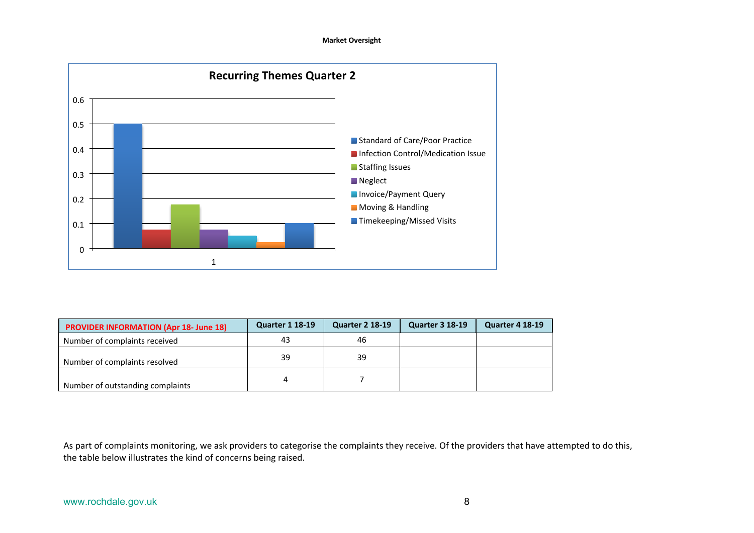Market Oversight

**Recurring Themes Quarter 2**

| Category | Value |
| --- | --- |
| Standard of Care/Poor Practice | 0.5 |
| Infection Control/Medication Issue | 0.075 |
| Staffing Issues | 0.175 |
| Neglect | 0.075 |
| Invoice/Payment Query | 0.05 |
| Moving & Handling | 0.025 |
| Timekeeping/Missed Visits | 0.1 |

| PROVIDER INFORMATION (Apr 18- June 18) | Quarter 1 18-19 | Quarter 2 18-19 | Quarter 3 18-19 | Quarter 4 18-19 |
| --- | --- | --- | --- | --- |
| Number of complaints received | 43 | 46 | | |
| Number of complaints resolved | 39 | 39 | | |
| Number of outstanding complaints | 4 | 7 | | |

As part of complaints monitoring, we ask providers to categorise the complaints they receive. Of the providers that have attempted to do this, the table below illustrates the kind of concerns being raised.

www.rochdale.gov.uk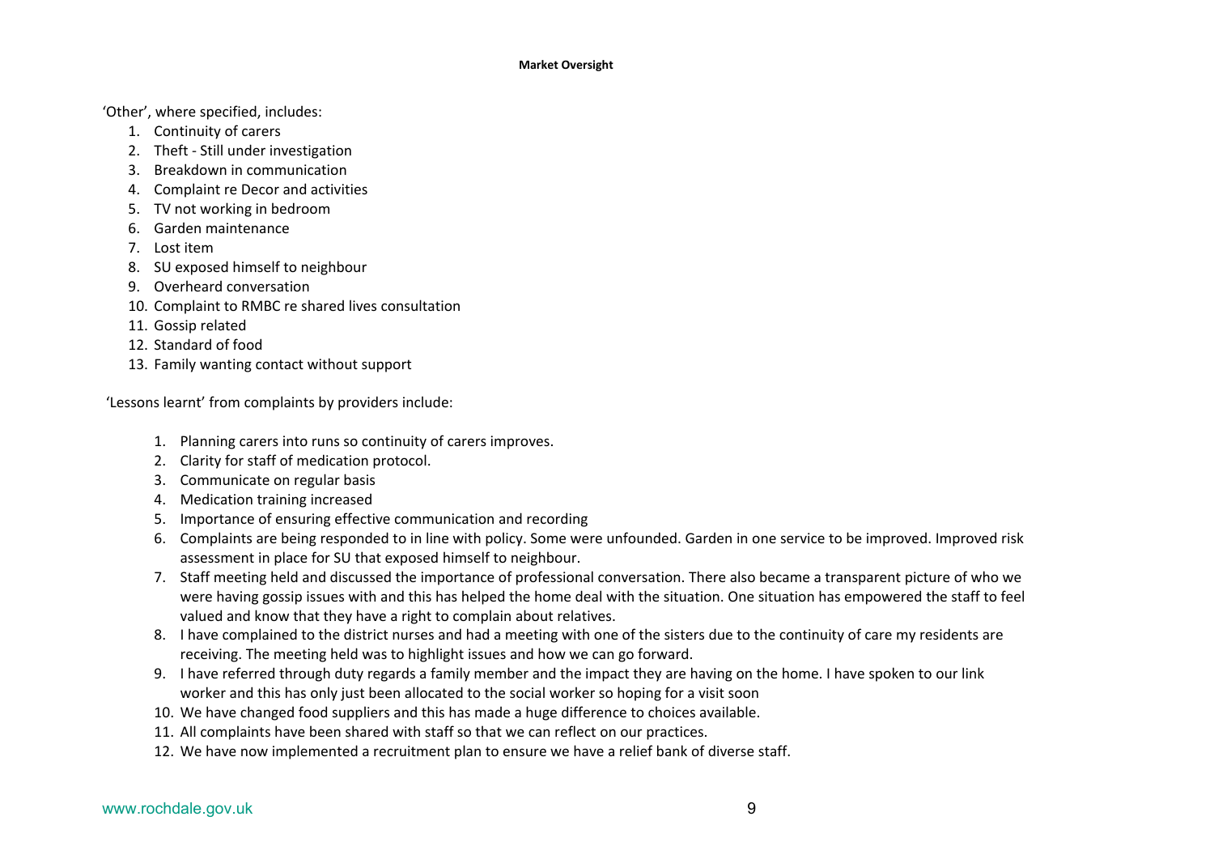'Other', where specified, includes:

1. Continuity of carers
2. Theft - Still under investigation
3. Breakdown in communication
4. Complaint re Decor and activities
5. TV not working in bedroom
6. Garden maintenance
7. Lost item
8. SU exposed himself to neighbour
9. Overheard conversation
10. Complaint to RMBC re shared lives consultation
11. Gossip related
12. Standard of food
13. Family wanting contact without support

'Lessons learnt' from complaints by providers include:

1. Planning carers into runs so continuity of carers improves.
2. Clarity for staff of medication protocol.
3. Communicate on regular basis
4. Medication training increased
5. Importance of ensuring effective communication and recording
6. Complaints are being responded to in line with policy. Some were unfounded. Garden in one service to be improved. Improved risk assessment in place for SU that exposed himself to neighbour.
7. Staff meeting held and discussed the importance of professional conversation. There also became a transparent picture of who we were having gossip issues with and this has helped the home deal with the situation. One situation has empowered the staff to feel valued and know that they have a right to complain about relatives.
8. I have complained to the district nurses and had a meeting with one of the sisters due to the continuity of care my residents are receiving. The meeting held was to highlight issues and how we can go forward.
9. I have referred through duty regards a family member and the impact they are having on the home. I have spoken to our link worker and this has only just been allocated to the social worker so hoping for a visit soon
10. We have changed food suppliers and this has made a huge difference to choices available.
11. All complaints have been shared with staff so that we can reflect on our practices.
12. We have now implemented a recruitment plan to ensure we have a relief bank of diverse staff.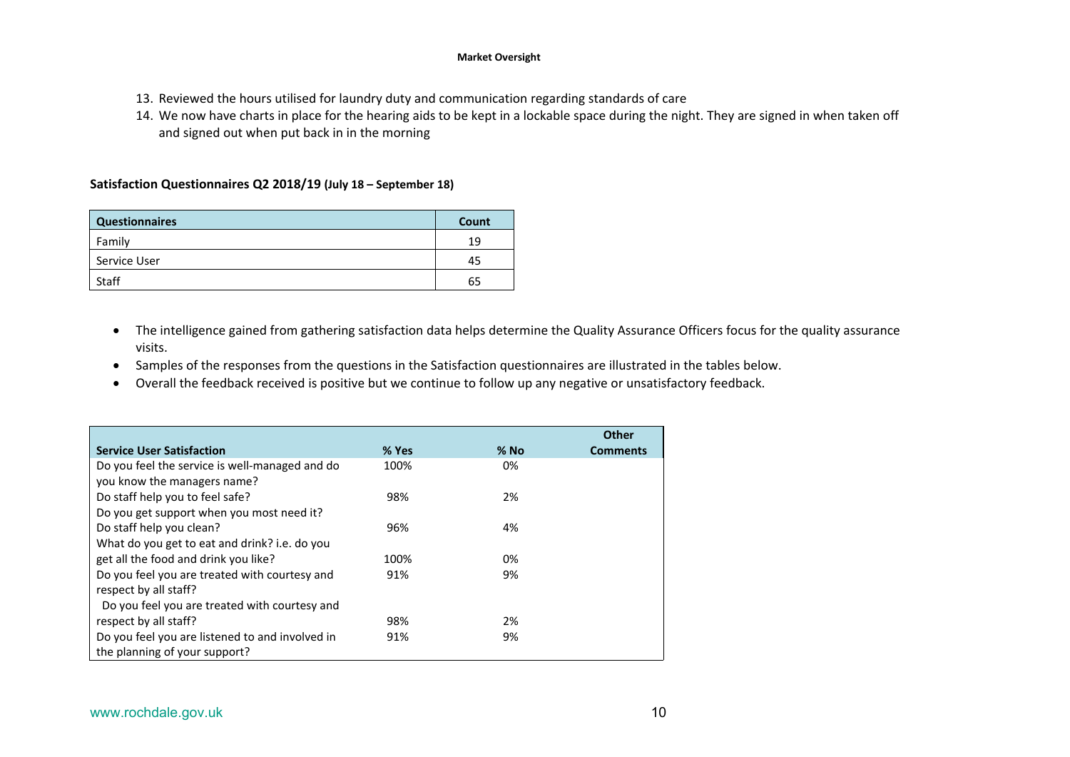13. Reviewed the hours utilised for laundry duty and communication regarding standards of care
14. We now have charts in place for the hearing aids to be kept in a lockable space during the night. They are signed in when taken off and signed out when put back in in the morning

**Satisfaction Questionnaires Q2 2018/19 (July 18 – September 18)**

| Questionnaires | Count |
|---|---|
| Family | 19 |
| Service User | 45 |
| Staff | 65 |

- The intelligence gained from gathering satisfaction data helps determine the Quality Assurance Officers focus for the quality assurance visits.
- Samples of the responses from the questions in the Satisfaction questionnaires are illustrated in the tables below.
- Overall the feedback received is positive but we continue to follow up any negative or unsatisfactory feedback.

| Service User Satisfaction | % Yes | % No | Other Comments |
|---|---|---|---|
| Do you feel the service is well-managed and do you know the managers name? | 100% | 0% | |
| Do staff help you to feel safe? | 98% | 2% | |
| Do you get support when you most need it? | | | |
| Do staff help you clean? | 96% | 4% | |
| What do you get to eat and drink? i.e. do you get all the food and drink you like? | 100% | 0% | |
| Do you feel you are treated with courtesy and respect by all staff? | 91% | 9% | |
| Do you feel you are treated with courtesy and respect by all staff? | 98% | 2% | |
| Do you feel you are listened to and involved in the planning of your support? | 91% | 9% | |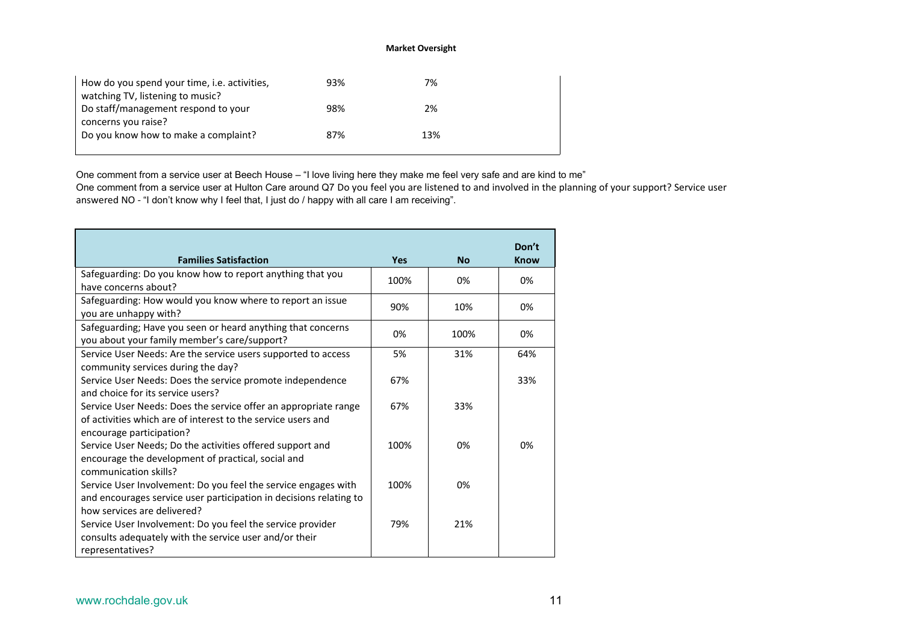| | | |
|---|---|---|
| How do you spend your time, i.e. activities, watching TV, listening to music? | 93% | 7% |
| Do staff/management respond to your concerns you raise? | 98% | 2% |
| Do you know how to make a complaint? | 87% | 13% |

One comment from a service user at Beech House – "I love living here they make me feel very safe and are kind to me"
One comment from a service user at Hulton Care around Q7 Do you feel you are listened to and involved in the planning of your support? Service user answered NO - "I don't know why I feel that, I just do / happy with all care I am receiving".

| Families Satisfaction | Yes | No | Don't Know |
|---|---|---|---|
| Safeguarding: Do you know how to report anything that you have concerns about? | 100% | 0% | 0% |
| Safeguarding: How would you know where to report an issue you are unhappy with? | 90% | 10% | 0% |
| Safeguarding; Have you seen or heard anything that concerns you about your family member's care/support? | 0% | 100% | 0% |
| Service User Needs: Are the service users supported to access community services during the day? | 5% | 31% | 64% |
| Service User Needs: Does the service promote independence and choice for its service users? | 67% | | 33% |
| Service User Needs: Does the service offer an appropriate range of activities which are of interest to the service users and encourage participation? | 67% | 33% | |
| Service User Needs; Do the activities offered support and encourage the development of practical, social and communication skills? | 100% | 0% | 0% |
| Service User Involvement: Do you feel the service engages with and encourages service user participation in decisions relating to how services are delivered? | 100% | 0% | |
| Service User Involvement: Do you feel the service provider consults adequately with the service user and/or their representatives? | 79% | 21% | |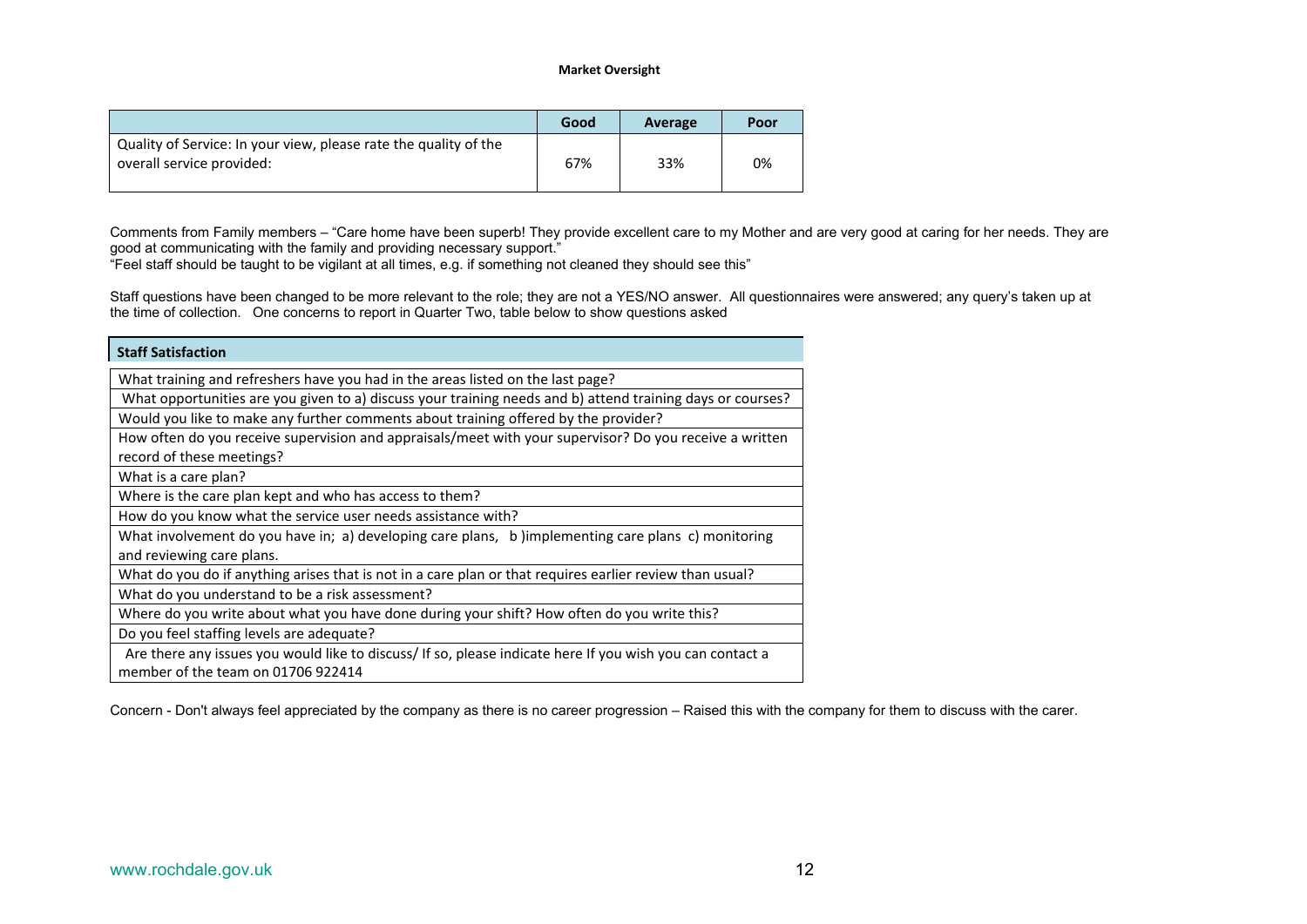**Market Oversight**

| | Good | Average | Poor |
|---|---|---|---|
| Quality of Service: In your view, please rate the quality of the overall service provided: | 67% | 33% | 0% |

Comments from Family members – "Care home have been superb! They provide excellent care to my Mother and are very good at caring for her needs. They are good at communicating with the family and providing necessary support."
"Feel staff should be taught to be vigilant at all times, e.g. if something not cleaned they should see this"

Staff questions have been changed to be more relevant to the role; they are not a YES/NO answer. All questionnaires were answered; any query's taken up at the time of collection. One concerns to report in Quarter Two, table below to show questions asked

| Staff Satisfaction |
|---|
| What training and refreshers have you had in the areas listed on the last page? |
| What opportunities are you given to a) discuss your training needs and b) attend training days or courses? |
| Would you like to make any further comments about training offered by the provider? |
| How often do you receive supervision and appraisals/meet with your supervisor? Do you receive a written record of these meetings? |
| What is a care plan? |
| Where is the care plan kept and who has access to them? |
| How do you know what the service user needs assistance with? |
| What involvement do you have in; a) developing care plans, b )implementing care plans c) monitoring and reviewing care plans. |
| What do you do if anything arises that is not in a care plan or that requires earlier review than usual? |
| What do you understand to be a risk assessment? |
| Where do you write about what you have done during your shift? How often do you write this? |
| Do you feel staffing levels are adequate? |
| Are there any issues you would like to discuss/ If so, please indicate here If you wish you can contact a member of the team on 01706 922414 |

Concern - Don't always feel appreciated by the company as there is no career progression – Raised this with the company for them to discuss with the carer.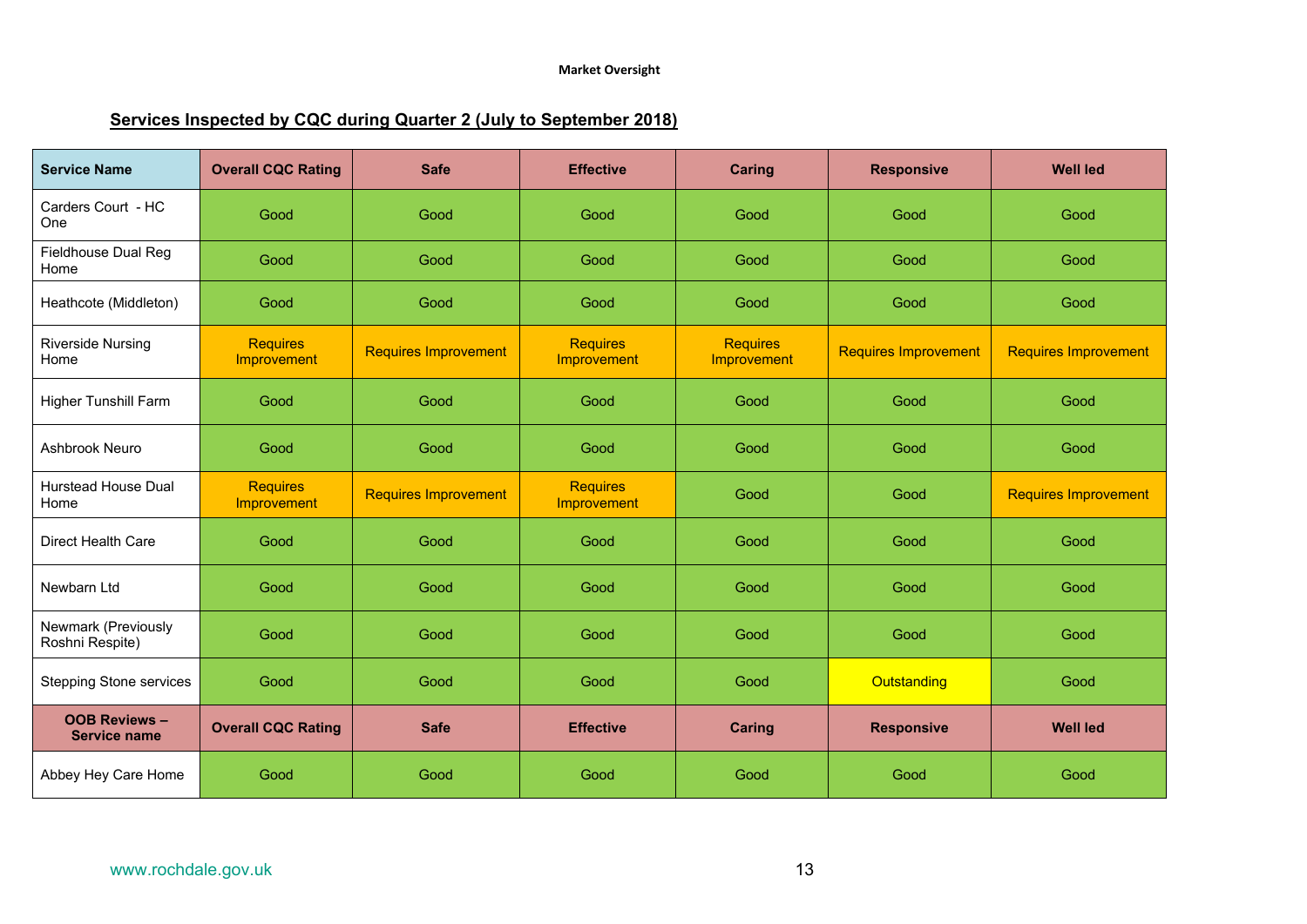## Services Inspected by CQC during Quarter 2 (July to September 2018)

| Service Name | Overall CQC Rating | Safe | Effective | Caring | Responsive | Well led |
|---|---|---|---|---|---|---|
| Carders Court - HC One | Good | Good | Good | Good | Good | Good |
| Fieldhouse Dual Reg Home | Good | Good | Good | Good | Good | Good |
| Heathcote (Middleton) | Good | Good | Good | Good | Good | Good |
| Riverside Nursing Home | Requires Improvement | Requires Improvement | Requires Improvement | Requires Improvement | Requires Improvement | Requires Improvement |
| Higher Tunshill Farm | Good | Good | Good | Good | Good | Good |
| Ashbrook Neuro | Good | Good | Good | Good | Good | Good |
| Hurstead House Dual Home | Requires Improvement | Requires Improvement | Requires Improvement | Good | Good | Requires Improvement |
| Direct Health Care | Good | Good | Good | Good | Good | Good |
| Newbarn Ltd | Good | Good | Good | Good | Good | Good |
| Newmark (Previously Roshni Respite) | Good | Good | Good | Good | Good | Good |
| Stepping Stone services | Good | Good | Good | Good | Outstanding | Good |
| **OOB Reviews – Service name** | **Overall CQC Rating** | **Safe** | **Effective** | **Caring** | **Responsive** | **Well led** |
| Abbey Hey Care Home | Good | Good | Good | Good | Good | Good |

www.rochdale.gov.uk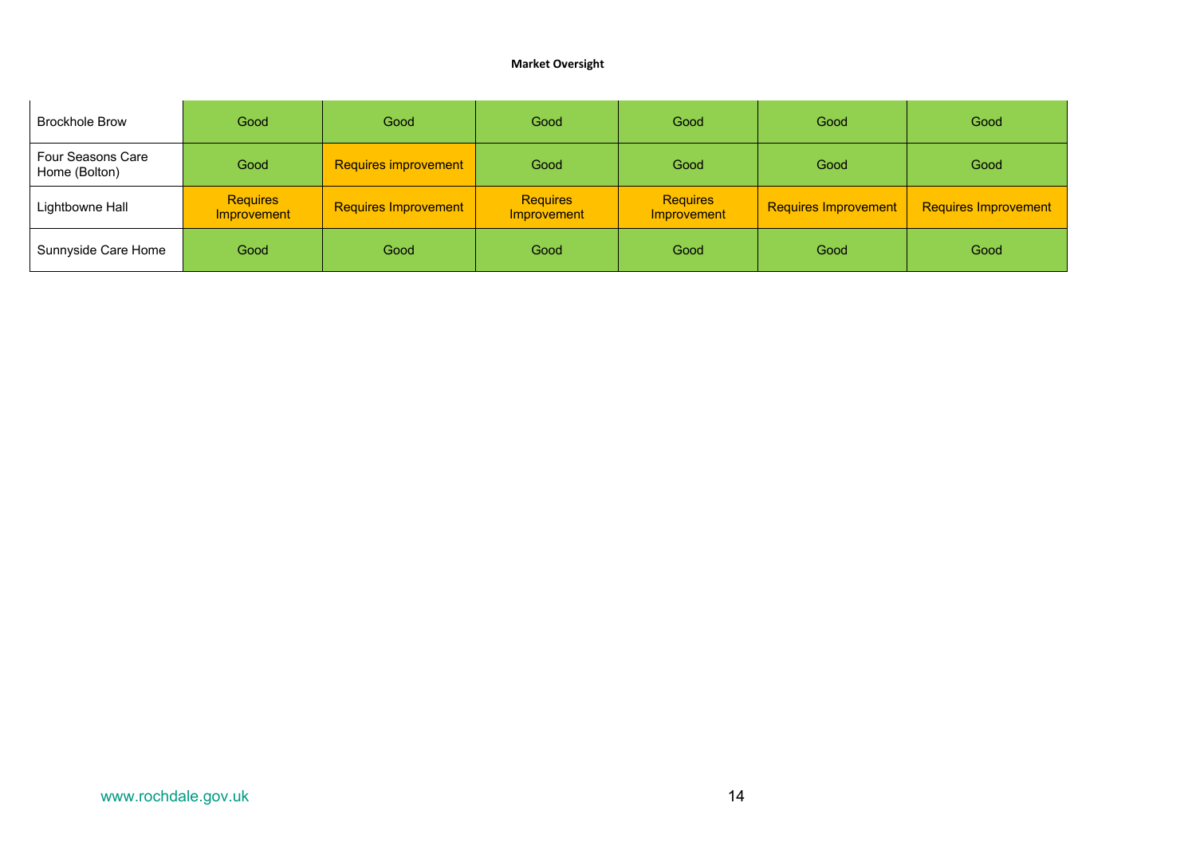| | | | | | | |
|---|---|---|---|---|---|---|
| Brockhole Brow | Good | Good | Good | Good | Good | Good |
| Four Seasons Care Home (Bolton) | Good | Requires improvement | Good | Good | Good | Good |
| Lightbowne Hall | Requires Improvement | Requires Improvement | Requires Improvement | Requires Improvement | Requires Improvement | Requires Improvement |
| Sunnyside Care Home | Good | Good | Good | Good | Good | Good |